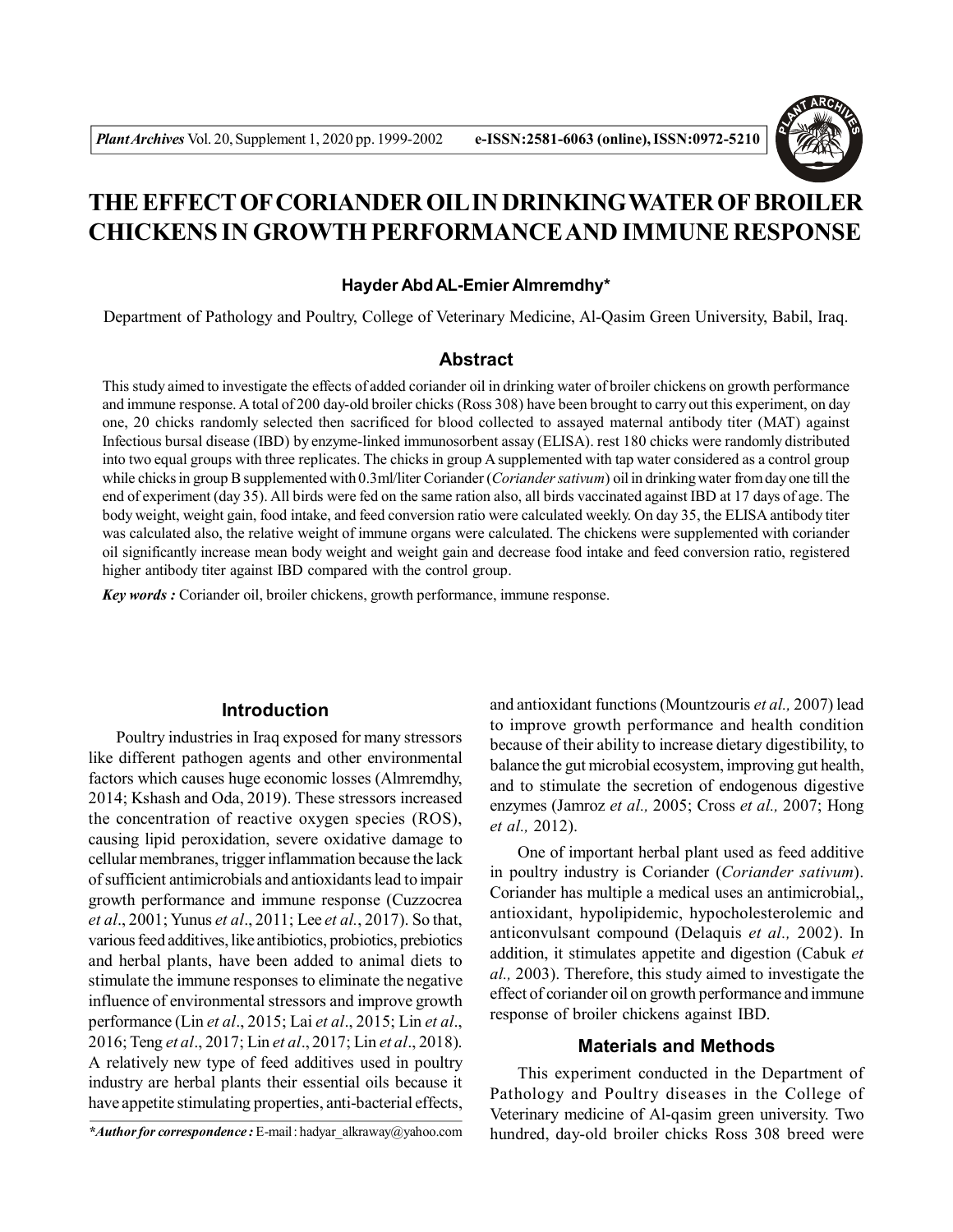# THE EFFECT OF CORIANDER OIL IN DRINKING WATER OF BROILER CHICKENS IN GROWTH PERFORMANCE AND IMMUNE RESPONSE

**Hayder Abd AL-Emier Almremdhy***

Department of Pathology and Poultry, College of Veterinary Medicine, Al-Qasim Green University, Babil, Iraq.

## Abstract

This study aimed to investigate the effects of added coriander oil in drinking water of broiler chickens on growth performance and immune response. A total of 200 day-old broiler chicks (Ross 308) have been brought to carry out this experiment, on day one, 20 chicks randomly selected then sacrificed for blood collected to assayed maternal antibody titer (MAT) against Infectious bursal disease (IBD) by enzyme-linked immunosorbent assay (ELISA). rest 180 chicks were randomly distributed into two equal groups with three replicates. The chicks in group A supplemented with tap water considered as a control group while chicks in group B supplemented with 0.3ml/liter Coriander (*Coriander sativum*) oil in drinking water from day one till the end of experiment (day 35). All birds were fed on the same ration also, all birds vaccinated against IBD at 17 days of age. The body weight, weight gain, food intake, and feed conversion ratio were calculated weekly. On day 35, the ELISA antibody titer was calculated also, the relative weight of immune organs were calculated. The chickens were supplemented with coriander oil significantly increase mean body weight and weight gain and decrease food intake and feed conversion ratio, registered higher antibody titer against IBD compared with the control group.

***Key words :*** Coriander oil, broiler chickens, growth performance, immune response.

## Introduction

Poultry industries in Iraq exposed for many stressors like different pathogen agents and other environmental factors which causes huge economic losses (Almremdhy, 2014; Kshash and Oda, 2019). These stressors increased the concentration of reactive oxygen species (ROS), causing lipid peroxidation, severe oxidative damage to cellular membranes, trigger inflammation because the lack of sufficient antimicrobials and antioxidants lead to impair growth performance and immune response (Cuzzocrea *et al*., 2001; Yunus *et al*., 2011; Lee *et al.*, 2017). So that, various feed additives, like antibiotics, probiotics, prebiotics and herbal plants, have been added to animal diets to stimulate the immune responses to eliminate the negative influence of environmental stressors and improve growth performance (Lin *et al*., 2015; Lai *et al*., 2015; Lin *et al*., 2016; Teng *et al*., 2017; Lin *et al*., 2017; Lin *et al*., 2018). A relatively new type of feed additives used in poultry industry are herbal plants their essential oils because it have appetite stimulating properties, anti-bacterial effects, and antioxidant functions (Mountzouris *et al.,* 2007) lead to improve growth performance and health condition because of their ability to increase dietary digestibility, to balance the gut microbial ecosystem, improving gut health, and to stimulate the secretion of endogenous digestive enzymes (Jamroz *et al.,* 2005; Cross *et al.,* 2007; Hong *et al.,* 2012).

One of important herbal plant used as feed additive in poultry industry is Coriander (*Coriander sativum*). Coriander has multiple a medical uses an antimicrobial,, antioxidant, hypolipidemic, hypocholesterolemic and anticonvulsant compound (Delaquis *et al.,* 2002). In addition, it stimulates appetite and digestion (Cabuk *et al.,* 2003). Therefore, this study aimed to investigate the effect of coriander oil on growth performance and immune response of broiler chickens against IBD.

## Materials and Methods

This experiment conducted in the Department of Pathology and Poultry diseases in the College of Veterinary medicine of Al-qasim green university. Two hundred, day-old broiler chicks Ross 308 breed were

***Author for correspondence :*** E-mail : hadyar_alkraway@yahoo.com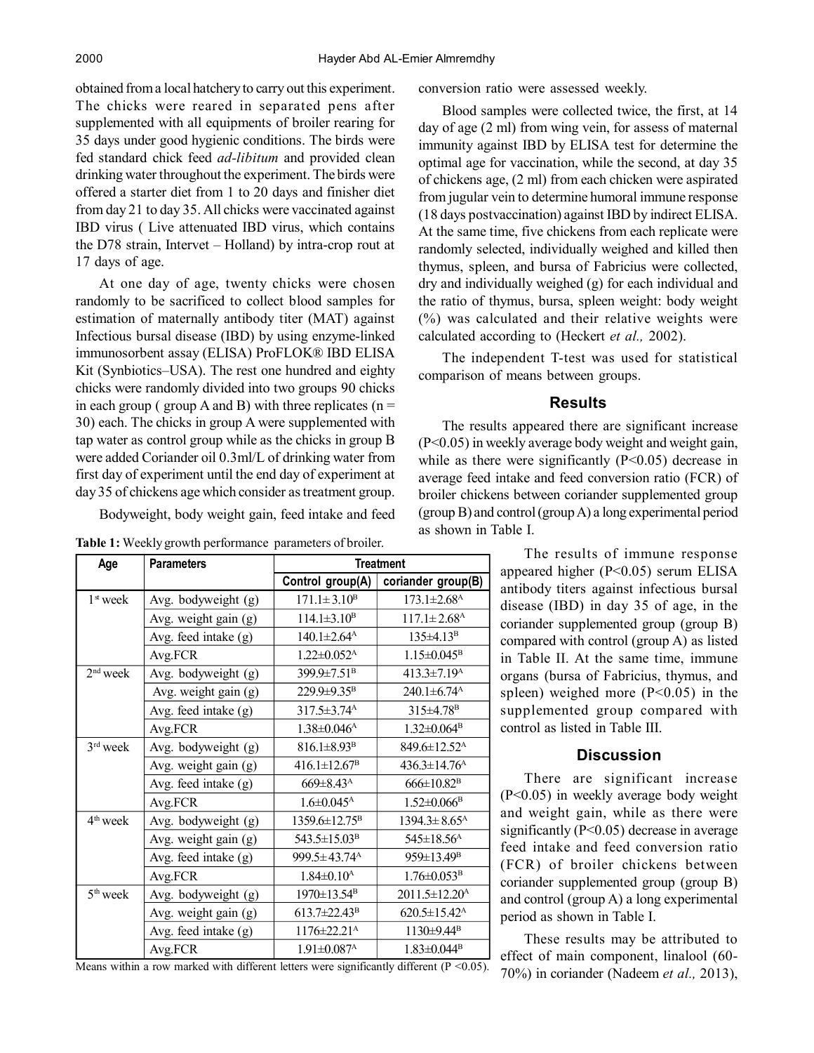obtained from a local hatchery to carry out this experiment. The chicks were reared in separated pens after supplemented with all equipments of broiler rearing for 35 days under good hygienic conditions. The birds were fed standard chick feed *ad-libitum* and provided clean drinking water throughout the experiment. The birds were offered a starter diet from 1 to 20 days and finisher diet from day 21 to day 35. All chicks were vaccinated against IBD virus ( Live attenuated IBD virus, which contains the D78 strain, Intervet – Holland) by intra-crop rout at 17 days of age.

At one day of age, twenty chicks were chosen randomly to be sacrificed to collect blood samples for estimation of maternally antibody titer (MAT) against Infectious bursal disease (IBD) by using enzyme-linked immunosorbent assay (ELISA) ProFLOK® IBD ELISA Kit (Synbiotics–USA). The rest one hundred and eighty chicks were randomly divided into two groups 90 chicks in each group ( group A and B) with three replicates (n = 30) each. The chicks in group A were supplemented with tap water as control group while as the chicks in group B were added Coriander oil 0.3ml/L of drinking water from first day of experiment until the end day of experiment at day 35 of chickens age which consider as treatment group.

Bodyweight, body weight gain, feed intake and feed conversion ratio were assessed weekly.

Blood samples were collected twice, the first, at 14 day of age (2 ml) from wing vein, for assess of maternal immunity against IBD by ELISA test for determine the optimal age for vaccination, while the second, at day 35 of chickens age, (2 ml) from each chicken were aspirated from jugular vein to determine humoral immune response (18 days postvaccination) against IBD by indirect ELISA. At the same time, five chickens from each replicate were randomly selected, individually weighed and killed then thymus, spleen, and bursa of Fabricius were collected, dry and individually weighed (g) for each individual and the ratio of thymus, bursa, spleen weight: body weight (%) was calculated and their relative weights were calculated according to (Heckert *et al.,* 2002).

The independent T-test was used for statistical comparison of means between groups.

## Results

The results appeared there are significant increase ($P<0.05$) in weekly average body weight and weight gain, while as there were significantly ($P<0.05$) decrease in average feed intake and feed conversion ratio (FCR) of broiler chickens between coriander supplemented group (group B) and control (group A) a long experimental period as shown in Table I.

**Table 1:** Weekly growth performance parameters of broiler.

| Age | Parameters | Treatment | |
|---|---|---|---|
| | | Control group(A) | coriander group(B) |
| 1st week | Avg. bodyweight (g) | $171.1\pm3.10^{B}$ | $173.1\pm2.68^{A}$ |
| | Avg. weight gain (g) | $114.1\pm3.10^{B}$ | $117.1\pm2.68^{A}$ |
| | Avg. feed intake (g) | $140.1\pm2.64^{A}$ | $135\pm4.13^{B}$ |
| | Avg.FCR | $1.22\pm0.052^{A}$ | $1.15\pm0.045^{B}$ |
| 2nd week | Avg. bodyweight (g) | $399.9\pm7.51^{B}$ | $413.3\pm7.19^{A}$ |
| | Avg. weight gain (g) | $229.9\pm9.35^{B}$ | $240.1\pm6.74^{A}$ |
| | Avg. feed intake (g) | $317.5\pm3.74^{A}$ | $315\pm4.78^{B}$ |
| | Avg.FCR | $1.38\pm0.046^{A}$ | $1.32\pm0.064^{B}$ |
| 3rd week | Avg. bodyweight (g) | $816.1\pm8.93^{B}$ | $849.6\pm12.52^{A}$ |
| | Avg. weight gain (g) | $416.1\pm12.67^{B}$ | $436.3\pm14.76^{A}$ |
| | Avg. feed intake (g) | $669\pm8.43^{A}$ | $666\pm10.82^{B}$ |
| | Avg.FCR | $1.6\pm0.045^{A}$ | $1.52\pm0.066^{B}$ |
| 4th week | Avg. bodyweight (g) | $1359.6\pm12.75^{B}$ | $1394.3\pm8.65^{A}$ |
| | Avg. weight gain (g) | $543.5\pm15.03^{B}$ | $545\pm18.56^{A}$ |
| | Avg. feed intake (g) | $999.5\pm43.74^{A}$ | $959\pm13.49^{B}$ |
| | Avg.FCR | $1.84\pm0.10^{A}$ | $1.76\pm0.053^{B}$ |
| 5th week | Avg. bodyweight (g) | $1970\pm13.54^{B}$ | $2011.5\pm12.20^{A}$ |
| | Avg. weight gain (g) | $613.7\pm22.43^{B}$ | $620.5\pm15.42^{A}$ |
| | Avg. feed intake (g) | $1176\pm22.21^{A}$ | $1130\pm9.44^{B}$ |
| | Avg.FCR | $1.91\pm0.087^{A}$ | $1.83\pm0.044^{B}$ |

Means within a row marked with different letters were significantly different ($P<0.05$).

The results of immune response appeared higher ($P<0.05$) serum ELISA antibody titers against infectious bursal disease (IBD) in day 35 of age, in the coriander supplemented group (group B) compared with control (group A) as listed in Table II. At the same time, immune organs (bursa of Fabricius, thymus, and spleen) weighed more ($P<0.05$) in the supplemented group compared with control as listed in Table III.

## Discussion

There are significant increase ($P<0.05$) in weekly average body weight and weight gain, while as there were significantly ($P<0.05$) decrease in average feed intake and feed conversion ratio (FCR) of broiler chickens between coriander supplemented group (group B) and control (group A) a long experimental period as shown in Table I.

These results may be attributed to effect of main component, linalool (60-70%) in coriander (Nadeem *et al.,* 2013),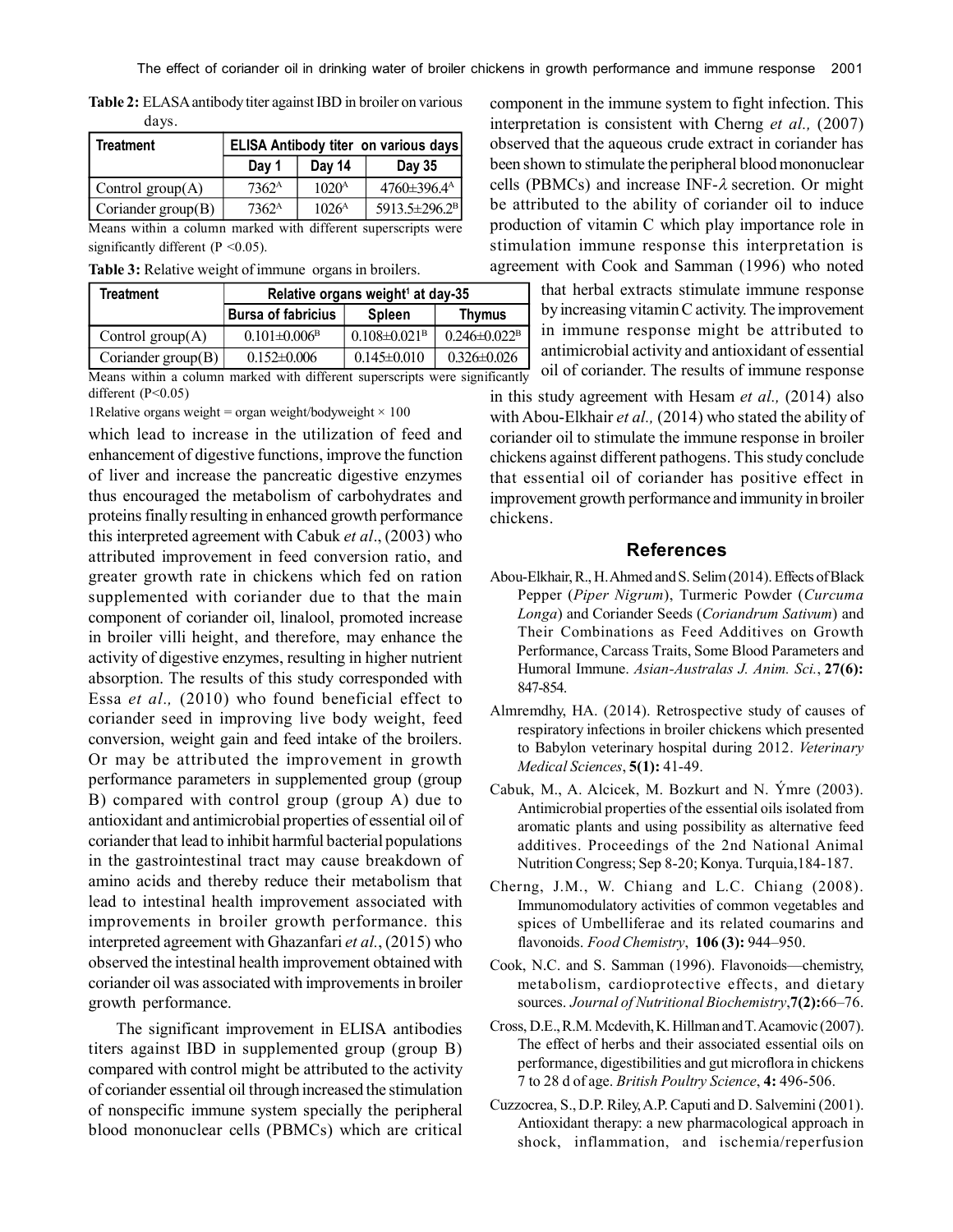**Table 2:** ELASA antibody titer against IBD in broiler on various days.

| Treatment | ELISA Antibody titer on various days | | |
|---|---|---|---|
| | Day 1 | Day 14 | Day 35 |
| Control group(A) | 7362[A] | 1020[A] | 4760±396.4[A] |
| Coriander group(B) | 7362[A] | 1026[A] | 5913.5±296.2[B] |

Means within a column marked with different superscripts were significantly different (P <0.05).

**Table 3:** Relative weight of immune organs in broilers.

| Treatment | Relative organs weight[1] at day-35 | | |
|---|---|---|---|
| | Bursa of fabricius | Spleen | Thymus |
| Control group(A) | 0.101±0.006[B] | 0.108±0.021[B] | 0.246±0.022[B] |
| Coriander group(B) | 0.152±0.006 | 0.145±0.010 | 0.326±0.026 |

Means within a column marked with different superscripts were significantly different (P<0.05)

1Relative organs weight = organ weight/bodyweight × 100

which lead to increase in the utilization of feed and enhancement of digestive functions, improve the function of liver and increase the pancreatic digestive enzymes thus encouraged the metabolism of carbohydrates and proteins finally resulting in enhanced growth performance this interpreted agreement with Cabuk *et al*., (2003) who attributed improvement in feed conversion ratio, and greater growth rate in chickens which fed on ration supplemented with coriander due to that the main component of coriander oil, linalool, promoted increase in broiler villi height, and therefore, may enhance the activity of digestive enzymes, resulting in higher nutrient absorption. The results of this study corresponded with Essa *et al.,* (2010) who found beneficial effect to coriander seed in improving live body weight, feed conversion, weight gain and feed intake of the broilers. Or may be attributed the improvement in growth performance parameters in supplemented group (group B) compared with control group (group A) due to antioxidant and antimicrobial properties of essential oil of coriander that lead to inhibit harmful bacterial populations in the gastrointestinal tract may cause breakdown of amino acids and thereby reduce their metabolism that lead to intestinal health improvement associated with improvements in broiler growth performance. this interpreted agreement with Ghazanfari *et al.*, (2015) who observed the intestinal health improvement obtained with coriander oil was associated with improvements in broiler growth performance.

The significant improvement in ELISA antibodies titers against IBD in supplemented group (group B) compared with control might be attributed to the activity of coriander essential oil through increased the stimulation of nonspecific immune system specially the peripheral blood mononuclear cells (PBMCs) which are critical component in the immune system to fight infection. This interpretation is consistent with Cherng *et al.,* (2007) observed that the aqueous crude extract in coriander has been shown to stimulate the peripheral blood mononuclear cells (PBMCs) and increase INF-$\lambda$ secretion. Or might be attributed to the ability of coriander oil to induce production of vitamin C which play importance role in stimulation immune response this interpretation is agreement with Cook and Samman (1996) who noted that herbal extracts stimulate immune response by increasing vitamin C activity. The improvement in immune response might be attributed to antimicrobial activity and antioxidant of essential oil of coriander. The results of immune response in this study agreement with Hesam *et al.,* (2014) also with Abou-Elkhair *et al.,* (2014) who stated the ability of coriander oil to stimulate the immune response in broiler chickens against different pathogens. This study conclude that essential oil of coriander has positive effect in improvement growth performance and immunity in broiler chickens.

## References

Abou-Elkhair, R., H. Ahmed and S. Selim (2014). Effects of Black Pepper (*Piper Nigrum*), Turmeric Powder (*Curcuma Longa*) and Coriander Seeds (*Coriandrum Sativum*) and Their Combinations as Feed Additives on Growth Performance, Carcass Traits, Some Blood Parameters and Humoral Immune. *Asian-Australas J. Anim. Sci.*, **27(6):** 847-854.

Almremdhy, HA. (2014). Retrospective study of causes of respiratory infections in broiler chickens which presented to Babylon veterinary hospital during 2012. *Veterinary Medical Sciences*, **5(1):** 41-49.

Cabuk, M., A. Alcicek, M. Bozkurt and N. Ýmre (2003). Antimicrobial properties of the essential oils isolated from aromatic plants and using possibility as alternative feed additives. Proceedings of the 2nd National Animal Nutrition Congress; Sep 8-20; Konya. Turquia,184-187.

Cherng, J.M., W. Chiang and L.C. Chiang (2008). Immunomodulatory activities of common vegetables and spices of Umbelliferae and its related coumarins and flavonoids. *Food Chemistry*, **106 (3):** 944–950.

Cook, N.C. and S. Samman (1996). Flavonoids—chemistry, metabolism, cardioprotective effects, and dietary sources. *Journal of Nutritional Biochemistry*,**7(2):**66–76.

Cross, D.E., R.M. Mcdevith, K. Hillman and T. Acamovic (2007). The effect of herbs and their associated essential oils on performance, digestibilities and gut microflora in chickens 7 to 28 d of age. *British Poultry Science*, **4:** 496-506.

Cuzzocrea, S., D.P. Riley, A.P. Caputi and D. Salvemini (2001). Antioxidant therapy: a new pharmacological approach in shock, inflammation, and ischemia/reperfusion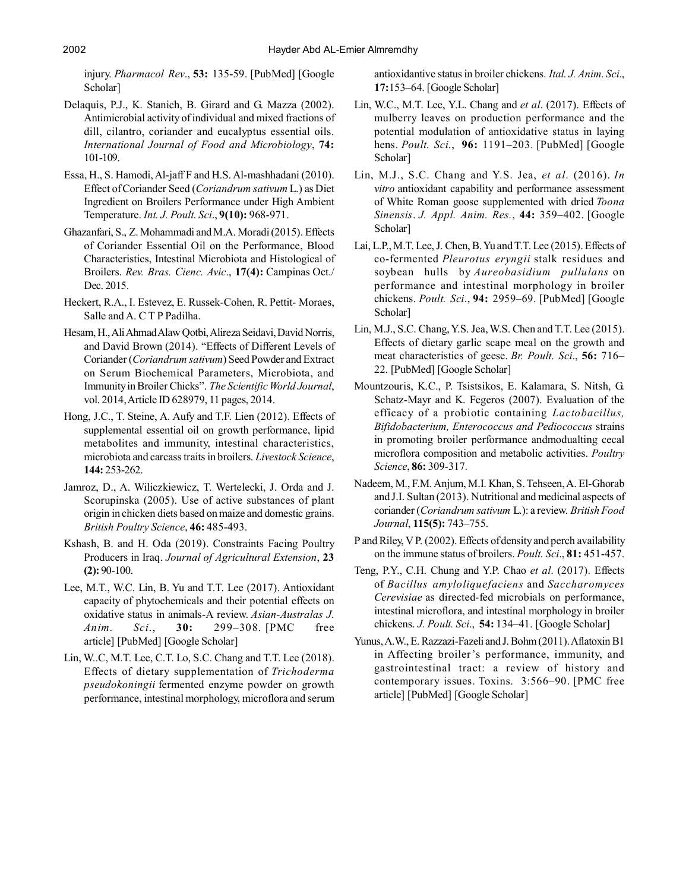injury. *Pharmacol Rev*., **53:** 135-59. [PubMed] [Google Scholar]

Delaquis, P.J., K. Stanich, B. Girard and G. Mazza (2002). Antimicrobial activity of individual and mixed fractions of dill, cilantro, coriander and eucalyptus essential oils. *International Journal of Food and Microbiology*, **74:** 101-109.

Essa, H., S. Hamodi, Al-jaff F and H.S. Al-mashhadani (2010). Effect of Coriander Seed (*Coriandrum sativum* L.) as Diet Ingredient on Broilers Performance under High Ambient Temperature. *Int. J. Poult. Sci*., **9(10):** 968-971.

Ghazanfari, S., Z. Mohammadi and M.A. Moradi (2015). Effects of Coriander Essential Oil on the Performance, Blood Characteristics, Intestinal Microbiota and Histological of Broilers. *Rev. Bras. Cienc. Avic*., **17(4):** Campinas Oct./ Dec. 2015.

Heckert, R.A., I. Estevez, E. Russek-Cohen, R. Pettit- Moraes, Salle and A. C T P Padilha.

Hesam, H., Ali Ahmad Alaw Qotbi, Alireza Seidavi, David Norris, and David Brown (2014). "Effects of Different Levels of Coriander (*Coriandrum sativum*) Seed Powder and Extract on Serum Biochemical Parameters, Microbiota, and Immunity in Broiler Chicks". *The Scientific World Journal*, vol. 2014, Article ID 628979, 11 pages, 2014.

Hong, J.C., T. Steine, A. Aufy and T.F. Lien (2012). Effects of supplemental essential oil on growth performance, lipid metabolites and immunity, intestinal characteristics, microbiota and carcass traits in broilers. *Livestock Science*, **144:** 253-262.

Jamroz, D., A. Wiliczkiewicz, T. Wertelecki, J. Orda and J. Scorupinska (2005). Use of active substances of plant origin in chicken diets based on maize and domestic grains. *British Poultry Science*, **46:** 485-493.

Kshash, B. and H. Oda (2019). Constraints Facing Poultry Producers in Iraq. *Journal of Agricultural Extension*, **23 (2):** 90-100.

Lee, M.T., W.C. Lin, B. Yu and T.T. Lee (2017). Antioxidant capacity of phytochemicals and their potential effects on oxidative status in animals-A review. *Asian-Australas J. Anim. Sci*., **30:** 299–308. [PMC free article] [PubMed] [Google Scholar]

Lin, W..C, M.T. Lee, C.T. Lo, S.C. Chang and T.T. Lee (2018). Effects of dietary supplementation of *Trichoderma pseudokoningii* fermented enzyme powder on growth performance, intestinal morphology, microflora and serum antioxidantive status in broiler chickens. *Ital. J. Anim. Sci*., **17:**153–64. [Google Scholar]

Lin, W.C., M.T. Lee, Y.L. Chang and *et al*. (2017). Effects of mulberry leaves on production performance and the potential modulation of antioxidative status in laying hens. *Poult. Sci.*, **96:** 1191–203. [PubMed] [Google Scholar]

Lin, M.J., S.C. Chang and Y.S. Jea, *et al*. (2016). *In vitro* antioxidant capability and performance assessment of White Roman goose supplemented with dried *Toona Sinensis*. *J. Appl. Anim. Res.*, **44:** 359–402. [Google Scholar]

Lai, L.P., M.T. Lee, J. Chen, B. Yu and T.T. Lee (2015). Effects of co-fermented *Pleurotus eryngii* stalk residues and soybean hulls by *Aureobasidium pullulans* on performance and intestinal morphology in broiler chickens. *Poult. Sci*., **94:** 2959–69. [PubMed] [Google Scholar]

Lin, M.J., S.C. Chang, Y.S. Jea, W.S. Chen and T.T. Lee (2015). Effects of dietary garlic scape meal on the growth and meat characteristics of geese. *Br. Poult. Sci*., **56:** 716–22. [PubMed] [Google Scholar]

Mountzouris, K.C., P. Tsistsikos, E. Kalamara, S. Nitsh, G. Schatz-Mayr and K. Fegeros (2007). Evaluation of the efficacy of a probiotic containing *Lactobacillus, Bifidobacterium, Enterococcus and Pediococcus* strains in promoting broiler performance andmodualting cecal microflora composition and metabolic activities. *Poultry Science*, **86:** 309-317.

Nadeem, M., F.M. Anjum, M.I. Khan, S. Tehseen, A. El-Ghorab and J.I. Sultan (2013). Nutritional and medicinal aspects of coriander (*Coriandrum sativum* L.): a review. *British Food Journal*, **115(5):** 743–755.

P and Riley, V P. (2002). Effects of density and perch availability on the immune status of broilers. *Poult. Sci*., **81:** 451-457.

Teng, P.Y., C.H. Chung and Y.P. Chao *et al*. (2017). Effects of *Bacillus amyloliquefaciens* and *Saccharomyces Cerevisiae* as directed-fed microbials on performance, intestinal microflora, and intestinal morphology in broiler chickens. *J. Poult. Sci*., **54:** 134–41. [Google Scholar]

Yunus, A.W., E. Razzazi-Fazeli and J. Bohm (2011). Aflatoxin B1 in Affecting broiler's performance, immunity, and gastrointestinal tract: a review of history and contemporary issues. Toxins. 3:566–90. [PMC free article] [PubMed] [Google Scholar]